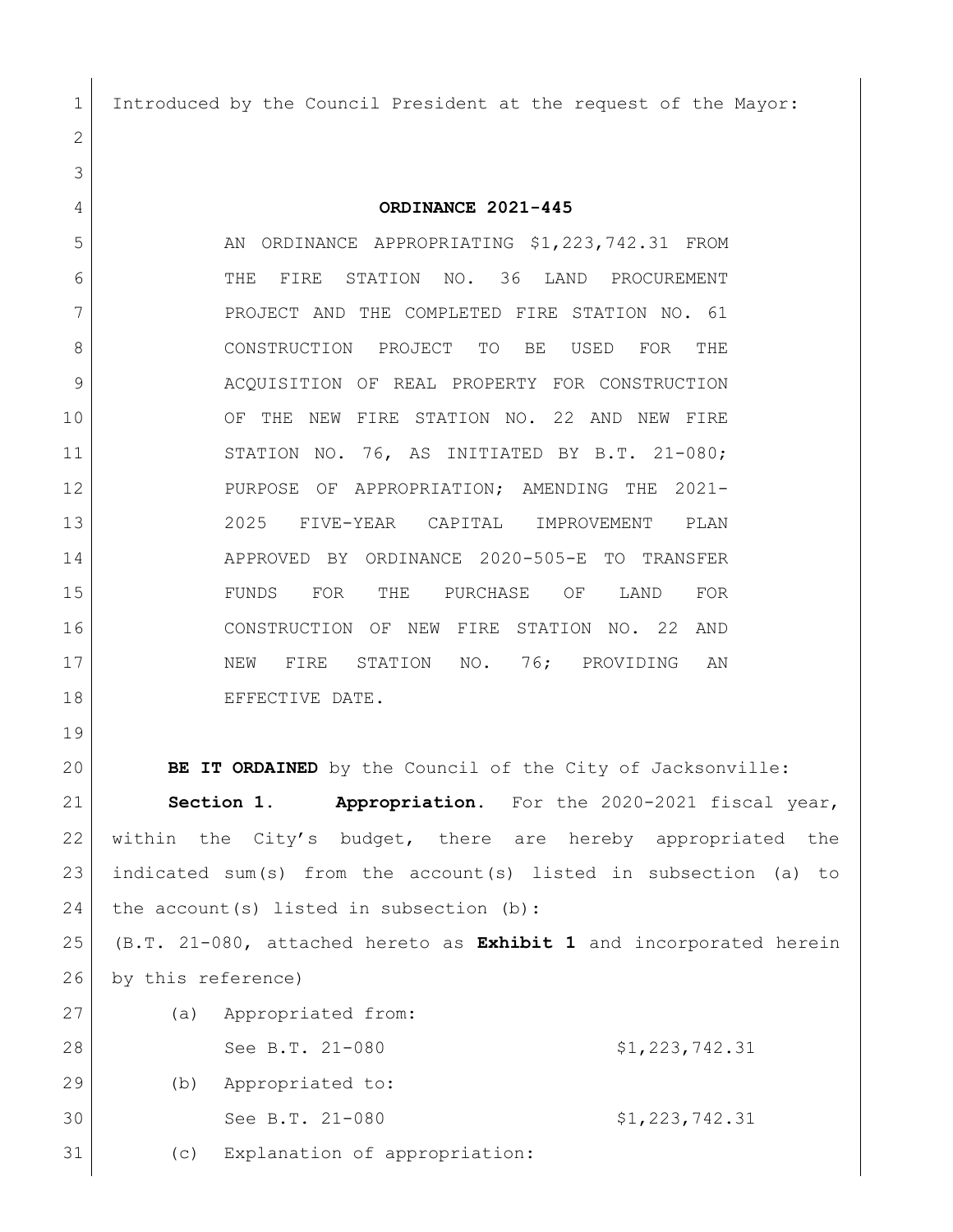Introduced by the Council President at the request of the Mayor:

## ORDINANCE 2021-445

AN ORDINANCE APPROPRIATING $1,223,742.31 FROM THE FIRE STATION NO. 36 LAND PROCUREMENT PROJECT AND THE COMPLETED FIRE STATION NO. 61 CONSTRUCTION PROJECT TO BE USED FOR THE ACQUISITION OF REAL PROPERTY FOR CONSTRUCTION OF THE NEW FIRE STATION NO. 22 AND NEW FIRE STATION NO. 76, AS INITIATED BY B.T. 21-080; PURPOSE OF APPROPRIATION; AMENDING THE 2021-2025 FIVE-YEAR CAPITAL IMPROVEMENT PLAN APPROVED BY ORDINANCE 2020-505-E TO TRANSFER FUNDS FOR THE PURCHASE OF LAND FOR CONSTRUCTION OF NEW FIRE STATION NO. 22 AND NEW FIRE STATION NO. 76; PROVIDING AN EFFECTIVE DATE.

**BE IT ORDAINED** by the Council of the City of Jacksonville:

**Section 1. Appropriation.** For the 2020-2021 fiscal year, within the City's budget, there are hereby appropriated the indicated sum(s) from the account(s) listed in subsection (a) to the account(s) listed in subsection (b):

(B.T. 21-080, attached hereto as **Exhibit 1** and incorporated herein by this reference)

(a) Appropriated from:

See B.T. 21-080 $1,223,742.31

(b) Appropriated to:

See B.T. 21-080 $1,223,742.31

(c) Explanation of appropriation: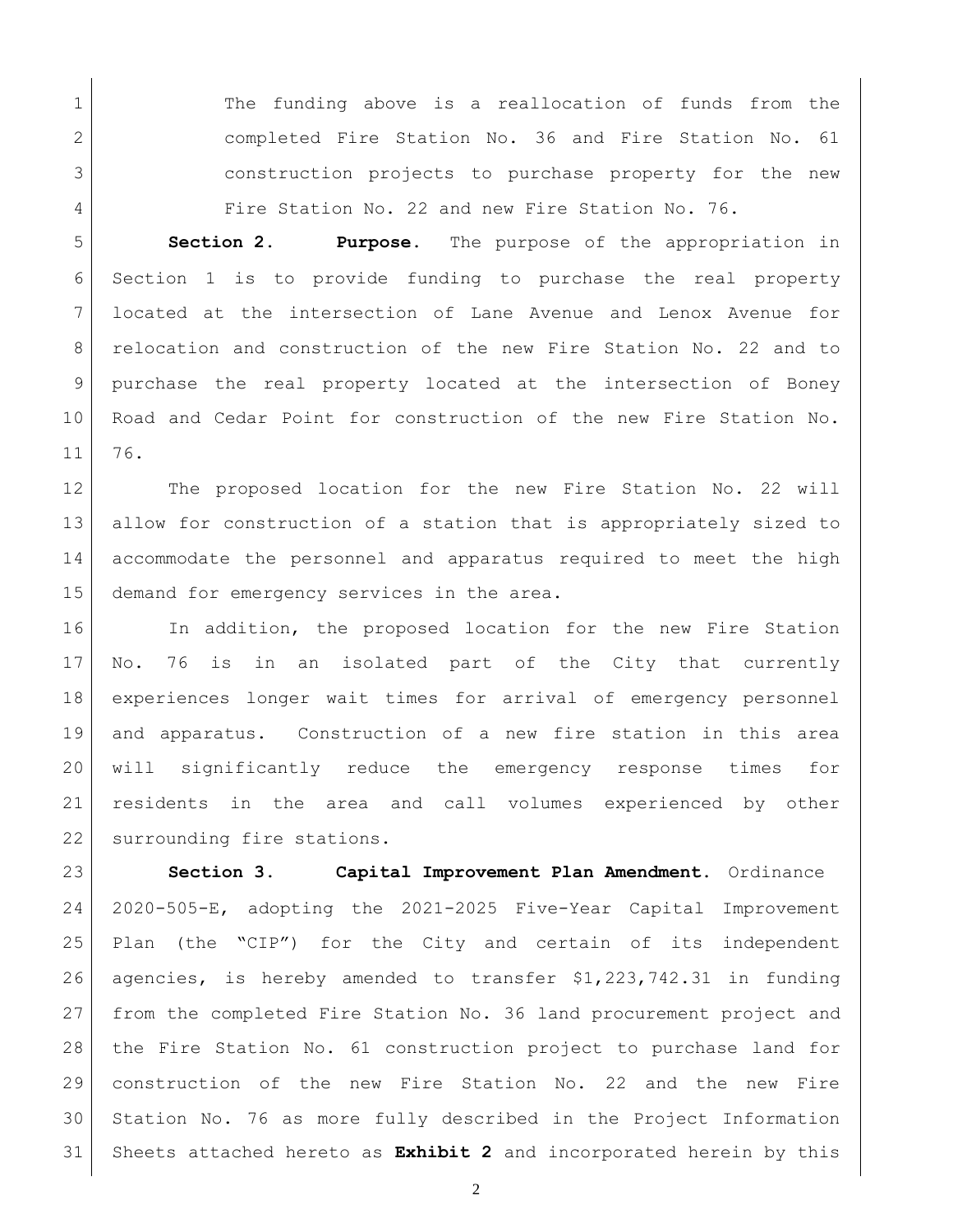The funding above is a reallocation of funds from the completed Fire Station No. 36 and Fire Station No. 61 construction projects to purchase property for the new Fire Station No. 22 and new Fire Station No. 76.

**Section 2. Purpose.** The purpose of the appropriation in Section 1 is to provide funding to purchase the real property located at the intersection of Lane Avenue and Lenox Avenue for relocation and construction of the new Fire Station No. 22 and to purchase the real property located at the intersection of Boney Road and Cedar Point for construction of the new Fire Station No. 76.

The proposed location for the new Fire Station No. 22 will allow for construction of a station that is appropriately sized to accommodate the personnel and apparatus required to meet the high demand for emergency services in the area.

In addition, the proposed location for the new Fire Station No. 76 is in an isolated part of the City that currently experiences longer wait times for arrival of emergency personnel and apparatus. Construction of a new fire station in this area will significantly reduce the emergency response times for residents in the area and call volumes experienced by other surrounding fire stations.

**Section 3. Capital Improvement Plan Amendment.** Ordinance 2020-505-E, adopting the 2021-2025 Five-Year Capital Improvement Plan (the "CIP") for the City and certain of its independent agencies, is hereby amended to transfer $1,223,742.31 in funding from the completed Fire Station No. 36 land procurement project and the Fire Station No. 61 construction project to purchase land for construction of the new Fire Station No. 22 and the new Fire Station No. 76 as more fully described in the Project Information Sheets attached hereto as **Exhibit 2** and incorporated herein by this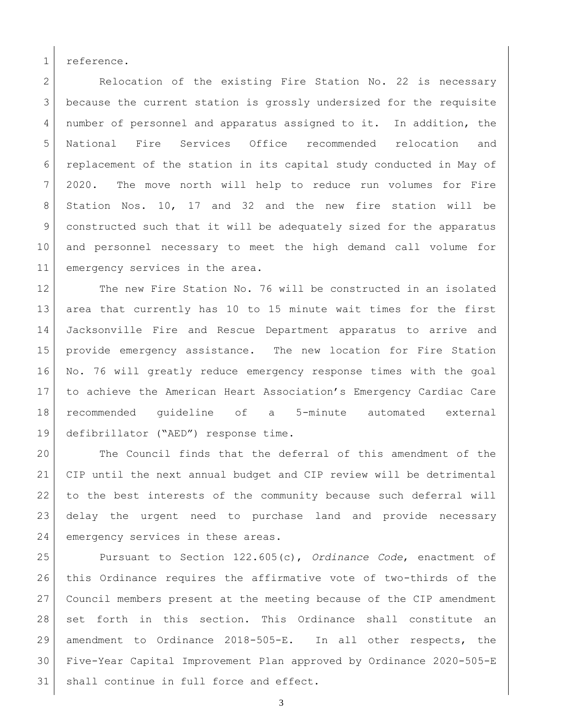reference.

Relocation of the existing Fire Station No. 22 is necessary because the current station is grossly undersized for the requisite number of personnel and apparatus assigned to it. In addition, the National Fire Services Office recommended relocation and replacement of the station in its capital study conducted in May of 2020. The move north will help to reduce run volumes for Fire Station Nos. 10, 17 and 32 and the new fire station will be constructed such that it will be adequately sized for the apparatus and personnel necessary to meet the high demand call volume for emergency services in the area.

The new Fire Station No. 76 will be constructed in an isolated area that currently has 10 to 15 minute wait times for the first Jacksonville Fire and Rescue Department apparatus to arrive and provide emergency assistance. The new location for Fire Station No. 76 will greatly reduce emergency response times with the goal to achieve the American Heart Association's Emergency Cardiac Care recommended guideline of a 5-minute automated external defibrillator ("AED") response time.

The Council finds that the deferral of this amendment of the CIP until the next annual budget and CIP review will be detrimental to the best interests of the community because such deferral will delay the urgent need to purchase land and provide necessary emergency services in these areas.

Pursuant to Section 122.605(c), *Ordinance Code*, enactment of this Ordinance requires the affirmative vote of two-thirds of the Council members present at the meeting because of the CIP amendment set forth in this section. This Ordinance shall constitute an amendment to Ordinance 2018-505-E. In all other respects, the Five-Year Capital Improvement Plan approved by Ordinance 2020-505-E shall continue in full force and effect.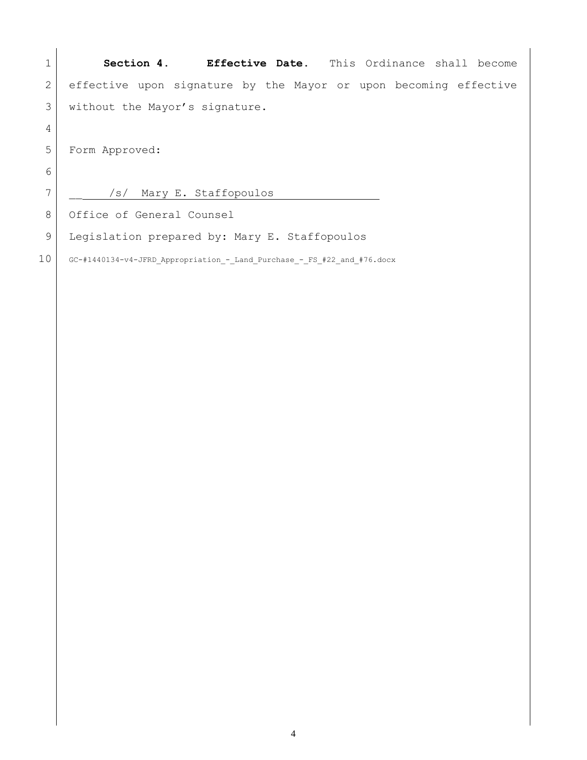**Section 4. Effective Date.** This Ordinance shall become effective upon signature by the Mayor or upon becoming effective without the Mayor's signature.

Form Approved:

/s/ Mary E. Staffopoulos

Office of General Counsel

Legislation prepared by: Mary E. Staffopoulos

GC-#1440134-v4-JFRD_Appropriation_-_Land_Purchase_-_FS_#22_and_#76.docx